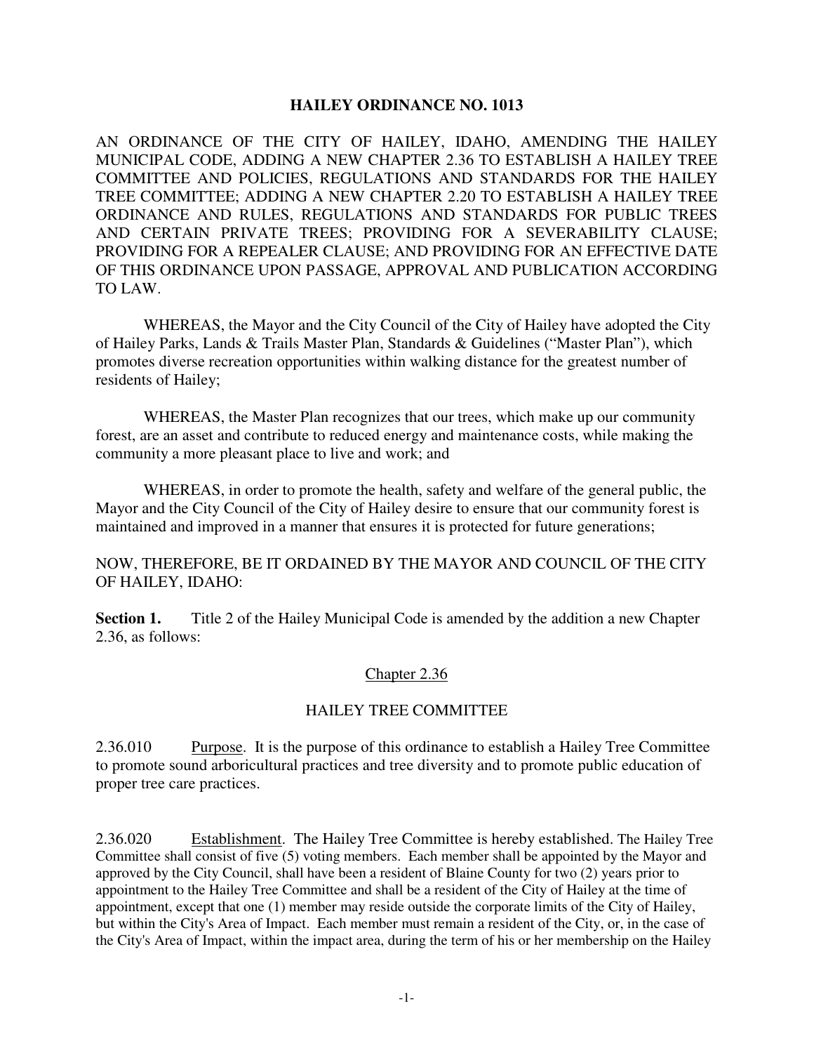# HAILEY ORDINANCE NO. 1013

AN ORDINANCE OF THE CITY OF HAILEY, IDAHO, AMENDING THE HAILEY MUNICIPAL CODE, ADDING A NEW CHAPTER 2.36 TO ESTABLISH A HAILEY TREE COMMITTEE AND POLICIES, REGULATIONS AND STANDARDS FOR THE HAILEY TREE COMMITTEE; ADDING A NEW CHAPTER 2.20 TO ESTABLISH A HAILEY TREE ORDINANCE AND RULES, REGULATIONS AND STANDARDS FOR PUBLIC TREES AND CERTAIN PRIVATE TREES; PROVIDING FOR A SEVERABILITY CLAUSE; PROVIDING FOR A REPEALER CLAUSE; AND PROVIDING FOR AN EFFECTIVE DATE OF THIS ORDINANCE UPON PASSAGE, APPROVAL AND PUBLICATION ACCORDING TO LAW.

WHEREAS, the Mayor and the City Council of the City of Hailey have adopted the City of Hailey Parks, Lands & Trails Master Plan, Standards & Guidelines ("Master Plan"), which promotes diverse recreation opportunities within walking distance for the greatest number of residents of Hailey;

WHEREAS, the Master Plan recognizes that our trees, which make up our community forest, are an asset and contribute to reduced energy and maintenance costs, while making the community a more pleasant place to live and work; and

WHEREAS, in order to promote the health, safety and welfare of the general public, the Mayor and the City Council of the City of Hailey desire to ensure that our community forest is maintained and improved in a manner that ensures it is protected for future generations;

NOW, THEREFORE, BE IT ORDAINED BY THE MAYOR AND COUNCIL OF THE CITY OF HAILEY, IDAHO:

**Section 1.** Title 2 of the Hailey Municipal Code is amended by the addition a new Chapter 2.36, as follows:

## Chapter 2.36

## HAILEY TREE COMMITTEE

2.36.010 Purpose. It is the purpose of this ordinance to establish a Hailey Tree Committee to promote sound arboricultural practices and tree diversity and to promote public education of proper tree care practices.

2.36.020 Establishment. The Hailey Tree Committee is hereby established. The Hailey Tree Committee shall consist of five (5) voting members. Each member shall be appointed by the Mayor and approved by the City Council, shall have been a resident of Blaine County for two (2) years prior to appointment to the Hailey Tree Committee and shall be a resident of the City of Hailey at the time of appointment, except that one (1) member may reside outside the corporate limits of the City of Hailey, but within the City's Area of Impact. Each member must remain a resident of the City, or, in the case of the City's Area of Impact, within the impact area, during the term of his or her membership on the Hailey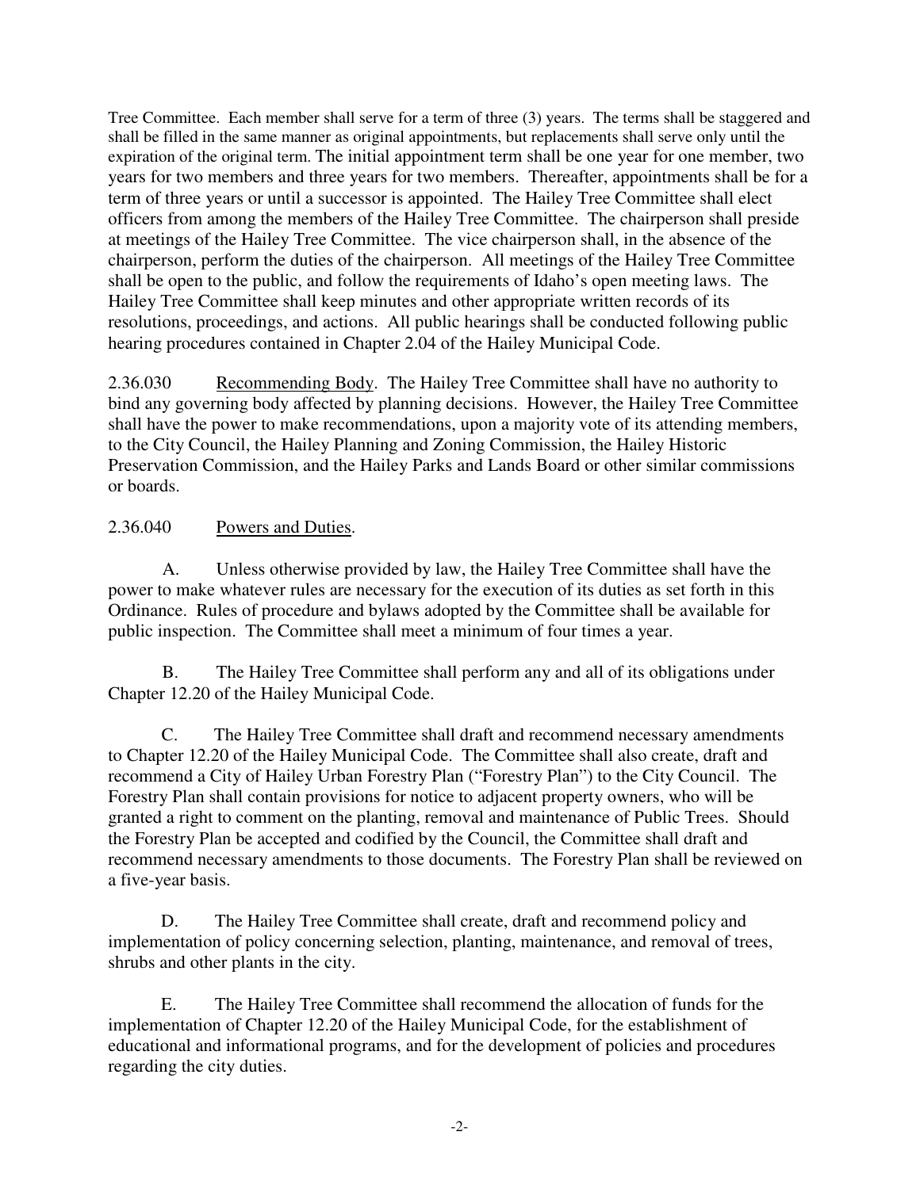Tree Committee. Each member shall serve for a term of three (3) years. The terms shall be staggered and shall be filled in the same manner as original appointments, but replacements shall serve only until the expiration of the original term. The initial appointment term shall be one year for one member, two years for two members and three years for two members. Thereafter, appointments shall be for a term of three years or until a successor is appointed. The Hailey Tree Committee shall elect officers from among the members of the Hailey Tree Committee. The chairperson shall preside at meetings of the Hailey Tree Committee. The vice chairperson shall, in the absence of the chairperson, perform the duties of the chairperson. All meetings of the Hailey Tree Committee shall be open to the public, and follow the requirements of Idaho's open meeting laws. The Hailey Tree Committee shall keep minutes and other appropriate written records of its resolutions, proceedings, and actions. All public hearings shall be conducted following public hearing procedures contained in Chapter 2.04 of the Hailey Municipal Code.

2.36.030 Recommending Body. The Hailey Tree Committee shall have no authority to bind any governing body affected by planning decisions. However, the Hailey Tree Committee shall have the power to make recommendations, upon a majority vote of its attending members, to the City Council, the Hailey Planning and Zoning Commission, the Hailey Historic Preservation Commission, and the Hailey Parks and Lands Board or other similar commissions or boards.

2.36.040 Powers and Duties.

A. Unless otherwise provided by law, the Hailey Tree Committee shall have the power to make whatever rules are necessary for the execution of its duties as set forth in this Ordinance. Rules of procedure and bylaws adopted by the Committee shall be available for public inspection. The Committee shall meet a minimum of four times a year.

B. The Hailey Tree Committee shall perform any and all of its obligations under Chapter 12.20 of the Hailey Municipal Code.

C. The Hailey Tree Committee shall draft and recommend necessary amendments to Chapter 12.20 of the Hailey Municipal Code. The Committee shall also create, draft and recommend a City of Hailey Urban Forestry Plan ("Forestry Plan") to the City Council. The Forestry Plan shall contain provisions for notice to adjacent property owners, who will be granted a right to comment on the planting, removal and maintenance of Public Trees. Should the Forestry Plan be accepted and codified by the Council, the Committee shall draft and recommend necessary amendments to those documents. The Forestry Plan shall be reviewed on a five-year basis.

D. The Hailey Tree Committee shall create, draft and recommend policy and implementation of policy concerning selection, planting, maintenance, and removal of trees, shrubs and other plants in the city.

E. The Hailey Tree Committee shall recommend the allocation of funds for the implementation of Chapter 12.20 of the Hailey Municipal Code, for the establishment of educational and informational programs, and for the development of policies and procedures regarding the city duties.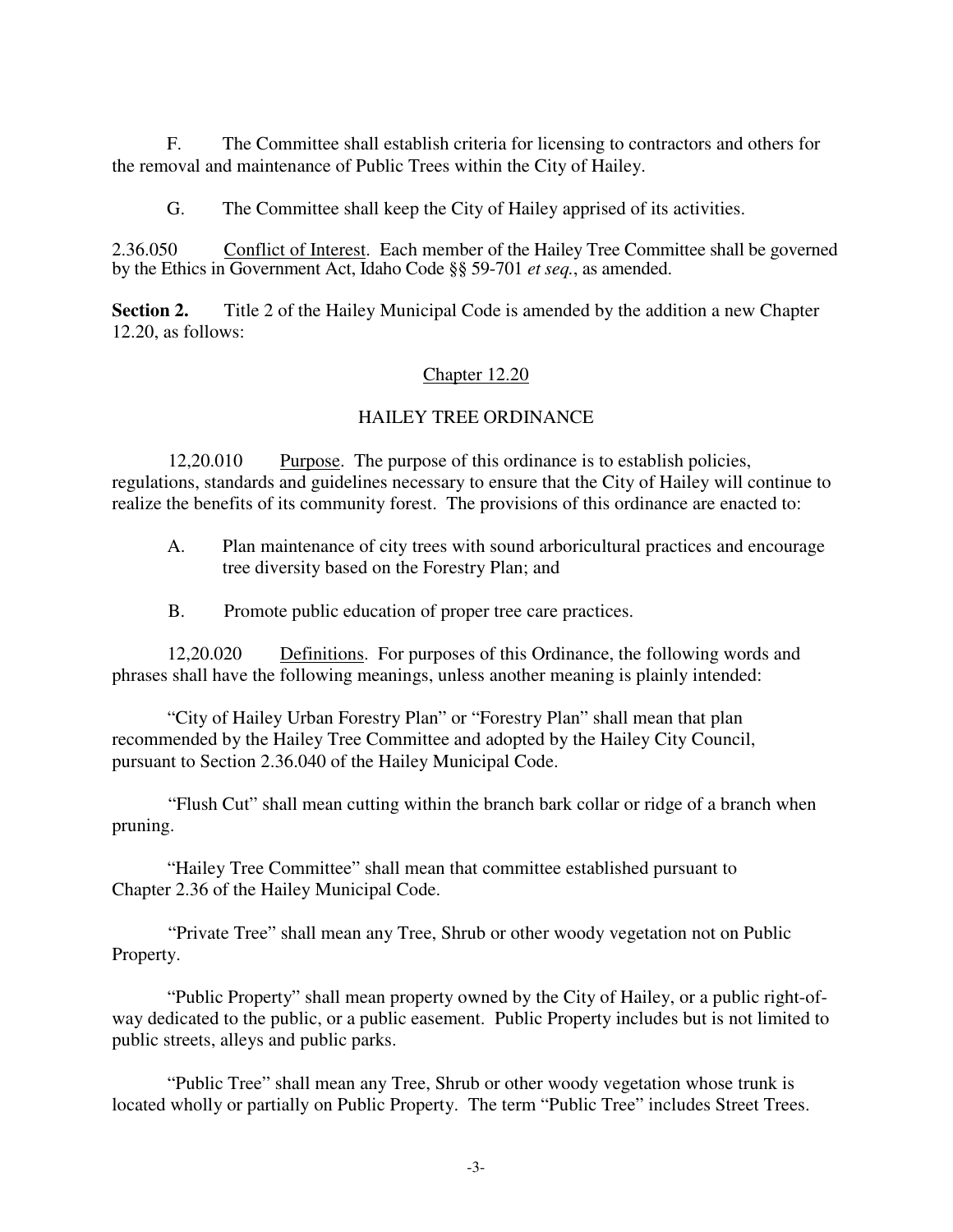F. The Committee shall establish criteria for licensing to contractors and others for the removal and maintenance of Public Trees within the City of Hailey.

G. The Committee shall keep the City of Hailey apprised of its activities.

2.36.050 Conflict of Interest. Each member of the Hailey Tree Committee shall be governed by the Ethics in Government Act, Idaho Code §§ 59-701 *et seq.*, as amended.

**Section 2.** Title 2 of the Hailey Municipal Code is amended by the addition a new Chapter 12.20, as follows:

Chapter 12.20

HAILEY TREE ORDINANCE

12,20.010 Purpose. The purpose of this ordinance is to establish policies, regulations, standards and guidelines necessary to ensure that the City of Hailey will continue to realize the benefits of its community forest. The provisions of this ordinance are enacted to:

A. Plan maintenance of city trees with sound arboricultural practices and encourage tree diversity based on the Forestry Plan; and

B. Promote public education of proper tree care practices.

12,20.020 Definitions. For purposes of this Ordinance, the following words and phrases shall have the following meanings, unless another meaning is plainly intended:

"City of Hailey Urban Forestry Plan" or "Forestry Plan" shall mean that plan recommended by the Hailey Tree Committee and adopted by the Hailey City Council, pursuant to Section 2.36.040 of the Hailey Municipal Code.

"Flush Cut" shall mean cutting within the branch bark collar or ridge of a branch when pruning.

"Hailey Tree Committee" shall mean that committee established pursuant to Chapter 2.36 of the Hailey Municipal Code.

"Private Tree" shall mean any Tree, Shrub or other woody vegetation not on Public Property.

"Public Property" shall mean property owned by the City of Hailey, or a public right-of-way dedicated to the public, or a public easement. Public Property includes but is not limited to public streets, alleys and public parks.

"Public Tree" shall mean any Tree, Shrub or other woody vegetation whose trunk is located wholly or partially on Public Property. The term "Public Tree" includes Street Trees.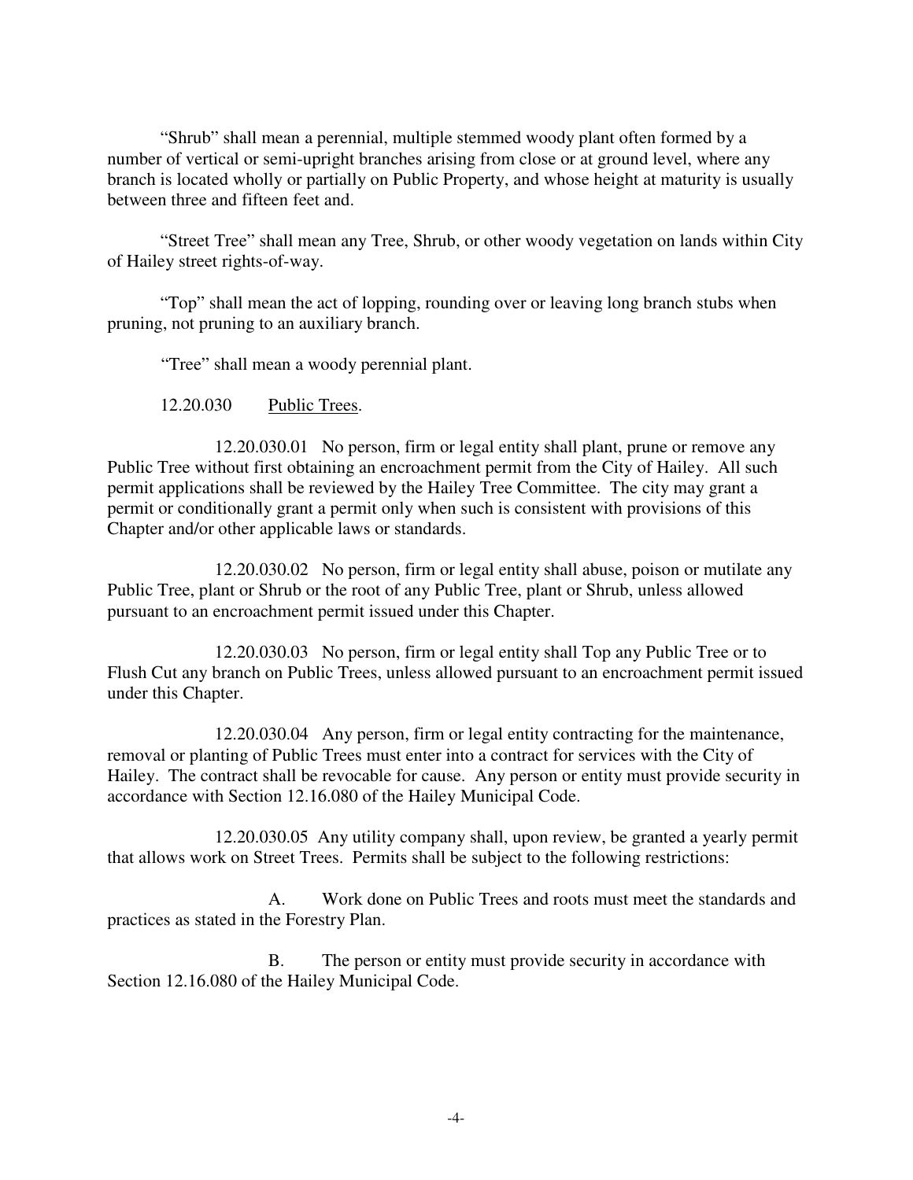"Shrub" shall mean a perennial, multiple stemmed woody plant often formed by a number of vertical or semi-upright branches arising from close or at ground level, where any branch is located wholly or partially on Public Property, and whose height at maturity is usually between three and fifteen feet and.

"Street Tree" shall mean any Tree, Shrub, or other woody vegetation on lands within City of Hailey street rights-of-way.

"Top" shall mean the act of lopping, rounding over or leaving long branch stubs when pruning, not pruning to an auxiliary branch.

"Tree" shall mean a woody perennial plant.

12.20.030 Public Trees.

12.20.030.01 No person, firm or legal entity shall plant, prune or remove any Public Tree without first obtaining an encroachment permit from the City of Hailey. All such permit applications shall be reviewed by the Hailey Tree Committee. The city may grant a permit or conditionally grant a permit only when such is consistent with provisions of this Chapter and/or other applicable laws or standards.

12.20.030.02 No person, firm or legal entity shall abuse, poison or mutilate any Public Tree, plant or Shrub or the root of any Public Tree, plant or Shrub, unless allowed pursuant to an encroachment permit issued under this Chapter.

12.20.030.03 No person, firm or legal entity shall Top any Public Tree or to Flush Cut any branch on Public Trees, unless allowed pursuant to an encroachment permit issued under this Chapter.

12.20.030.04 Any person, firm or legal entity contracting for the maintenance, removal or planting of Public Trees must enter into a contract for services with the City of Hailey. The contract shall be revocable for cause. Any person or entity must provide security in accordance with Section 12.16.080 of the Hailey Municipal Code.

12.20.030.05 Any utility company shall, upon review, be granted a yearly permit that allows work on Street Trees. Permits shall be subject to the following restrictions:

A. Work done on Public Trees and roots must meet the standards and practices as stated in the Forestry Plan.

B. The person or entity must provide security in accordance with Section 12.16.080 of the Hailey Municipal Code.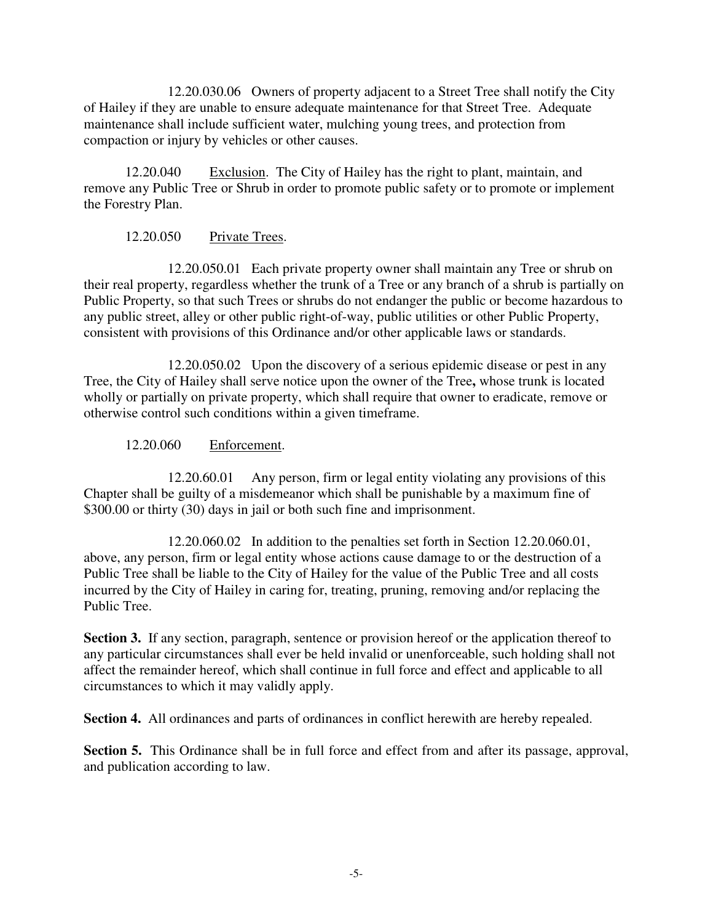12.20.030.06 Owners of property adjacent to a Street Tree shall notify the City of Hailey if they are unable to ensure adequate maintenance for that Street Tree. Adequate maintenance shall include sufficient water, mulching young trees, and protection from compaction or injury by vehicles or other causes.

12.20.040 Exclusion. The City of Hailey has the right to plant, maintain, and remove any Public Tree or Shrub in order to promote public safety or to promote or implement the Forestry Plan.

12.20.050 Private Trees.

12.20.050.01 Each private property owner shall maintain any Tree or shrub on their real property, regardless whether the trunk of a Tree or any branch of a shrub is partially on Public Property, so that such Trees or shrubs do not endanger the public or become hazardous to any public street, alley or other public right-of-way, public utilities or other Public Property, consistent with provisions of this Ordinance and/or other applicable laws or standards.

12.20.050.02 Upon the discovery of a serious epidemic disease or pest in any Tree, the City of Hailey shall serve notice upon the owner of the Tree**,** whose trunk is located wholly or partially on private property, which shall require that owner to eradicate, remove or otherwise control such conditions within a given timeframe.

12.20.060 Enforcement.

12.20.60.01 Any person, firm or legal entity violating any provisions of this Chapter shall be guilty of a misdemeanor which shall be punishable by a maximum fine of $300.00 or thirty (30) days in jail or both such fine and imprisonment.

12.20.060.02 In addition to the penalties set forth in Section 12.20.060.01, above, any person, firm or legal entity whose actions cause damage to or the destruction of a Public Tree shall be liable to the City of Hailey for the value of the Public Tree and all costs incurred by the City of Hailey in caring for, treating, pruning, removing and/or replacing the Public Tree.

**Section 3.** If any section, paragraph, sentence or provision hereof or the application thereof to any particular circumstances shall ever be held invalid or unenforceable, such holding shall not affect the remainder hereof, which shall continue in full force and effect and applicable to all circumstances to which it may validly apply.

**Section 4.** All ordinances and parts of ordinances in conflict herewith are hereby repealed.

**Section 5.** This Ordinance shall be in full force and effect from and after its passage, approval, and publication according to law.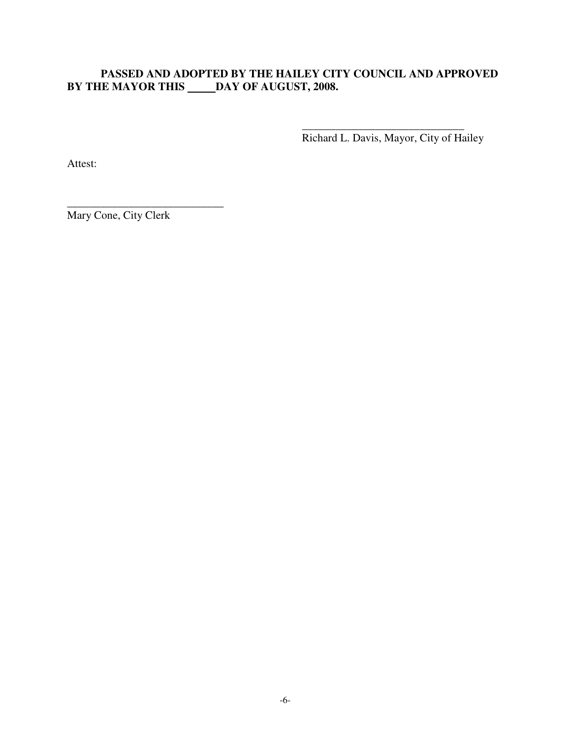**PASSED AND ADOPTED BY THE HAILEY CITY COUNCIL AND APPROVED BY THE MAYOR THIS _____ DAY OF AUGUST, 2008.**

_____________________________
Richard L. Davis, Mayor, City of Hailey

Attest:

_____________________________
Mary Cone, City Clerk